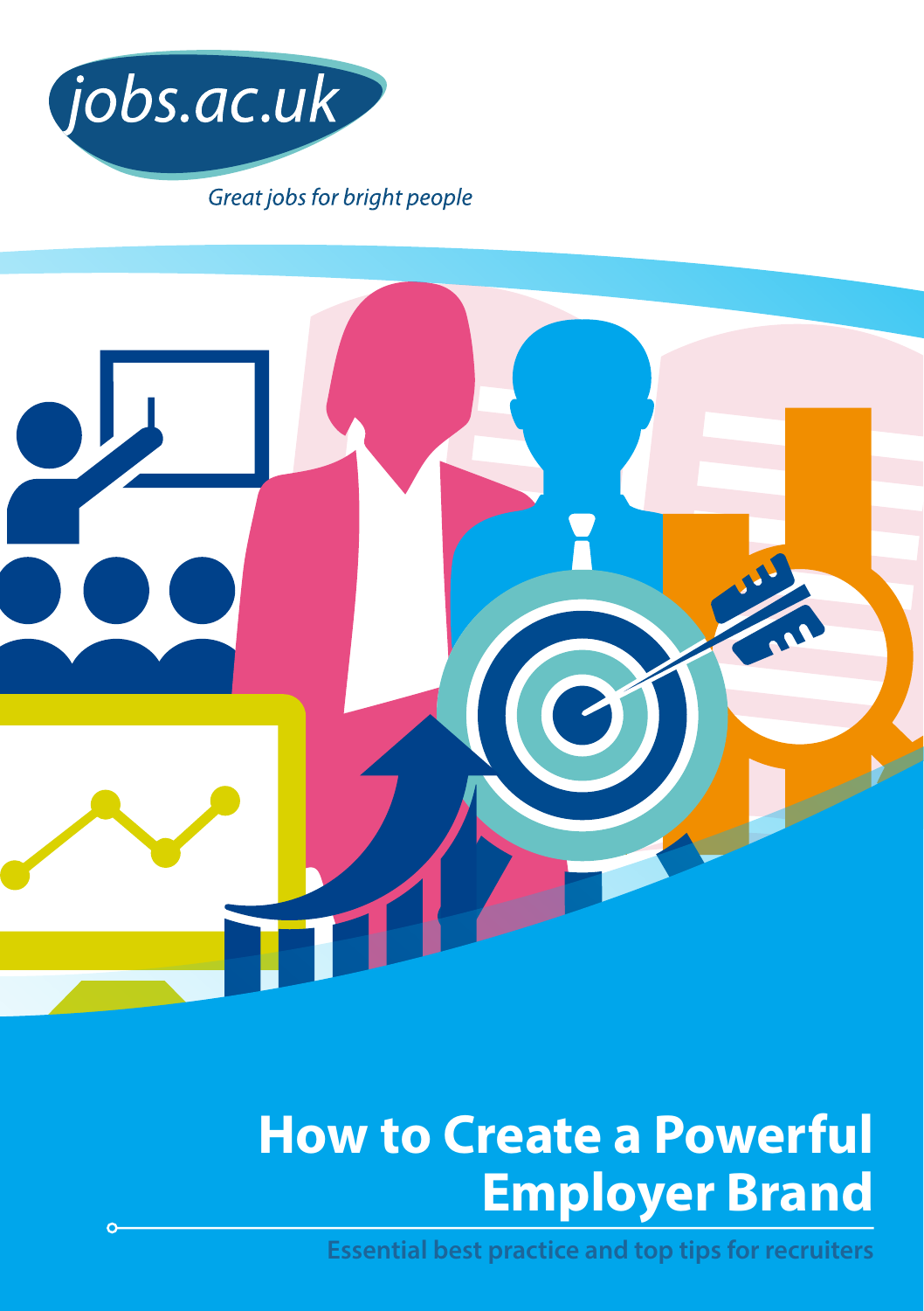jobs.ac.uk

*Great jobs for bright people*

# How to Create a Powerful Employer Brand

**Essential best practice and top tips for recruiters**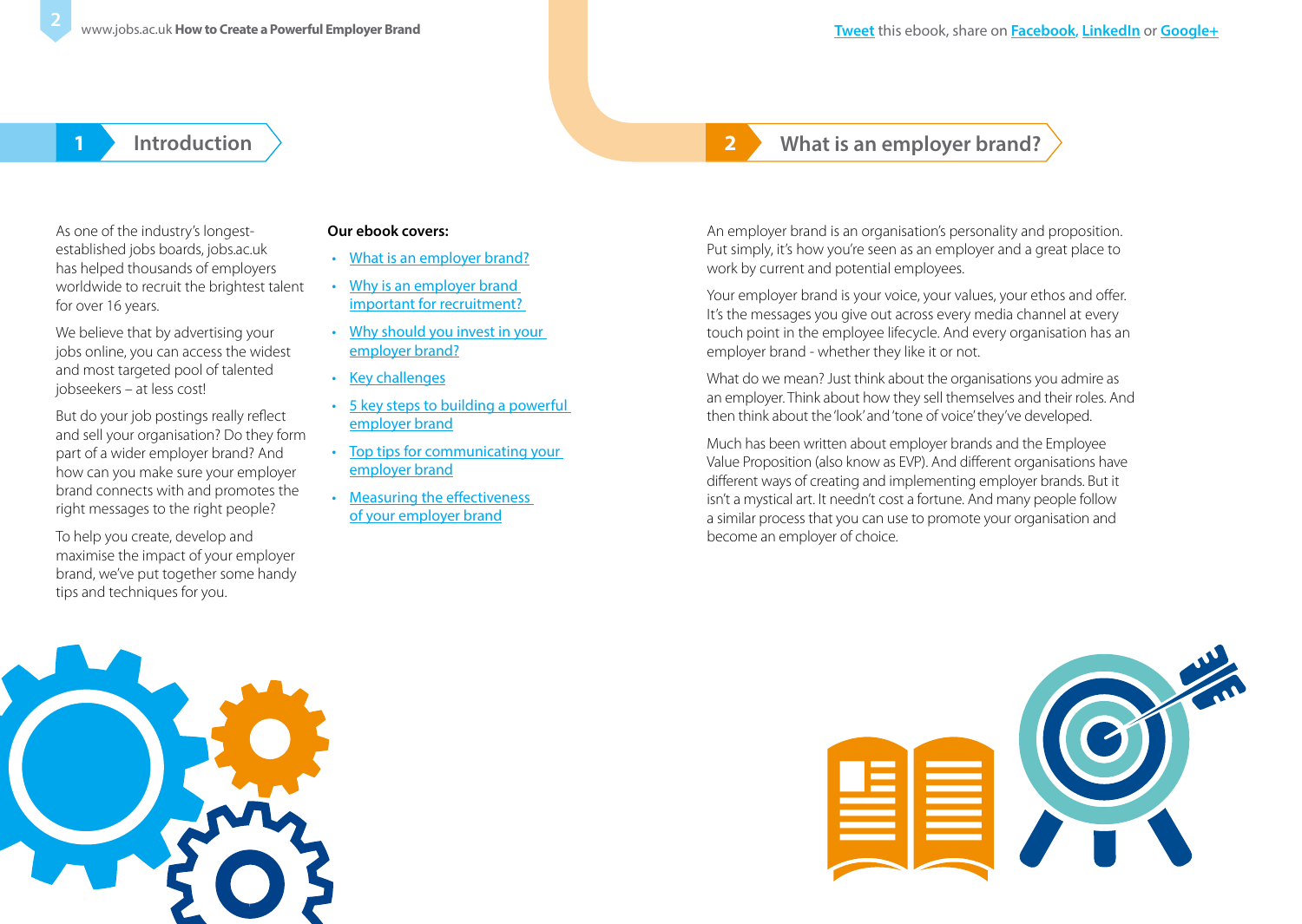## 1 Introduction

As one of the industry's longest-established jobs boards, jobs.ac.uk has helped thousands of employers worldwide to recruit the brightest talent for over 16 years.

We believe that by advertising your jobs online, you can access the widest and most targeted pool of talented jobseekers – at less cost!

But do your job postings really reflect and sell your organisation? Do they form part of a wider employer brand? And how can you make sure your employer brand connects with and promotes the right messages to the right people?

To help you create, develop and maximise the impact of your employer brand, we've put together some handy tips and techniques for you.

**Our ebook covers:**

- What is an employer brand?
- Why is an employer brand important for recruitment?
- Why should you invest in your employer brand?
- Key challenges
- 5 key steps to building a powerful employer brand
- Top tips for communicating your employer brand
- Measuring the effectiveness of your employer brand

## 2 What is an employer brand?

An employer brand is an organisation's personality and proposition. Put simply, it's how you're seen as an employer and a great place to work by current and potential employees.

Your employer brand is your voice, your values, your ethos and offer. It's the messages you give out across every media channel at every touch point in the employee lifecycle. And every organisation has an employer brand - whether they like it or not.

What do we mean? Just think about the organisations you admire as an employer. Think about how they sell themselves and their roles. And then think about the 'look' and 'tone of voice' they've developed.

Much has been written about employer brands and the Employee Value Proposition (also know as EVP). And different organisations have different ways of creating and implementing employer brands. But it isn't a mystical art. It needn't cost a fortune. And many people follow a similar process that you can use to promote your organisation and become an employer of choice.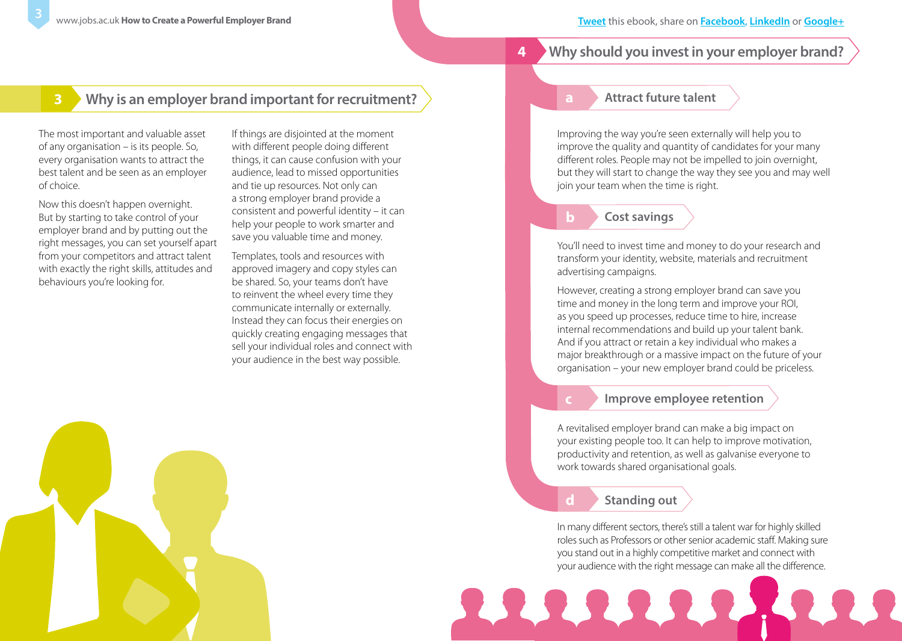## 3 Why is an employer brand important for recruitment?

The most important and valuable asset of any organisation – is its people. So, every organisation wants to attract the best talent and be seen as an employer of choice.

Now this doesn't happen overnight. But by starting to take control of your employer brand and by putting out the right messages, you can set yourself apart from your competitors and attract talent with exactly the right skills, attitudes and behaviours you're looking for.

If things are disjointed at the moment with different people doing different things, it can cause confusion with your audience, lead to missed opportunities and tie up resources. Not only can a strong employer brand provide a consistent and powerful identity – it can help your people to work smarter and save you valuable time and money.

Templates, tools and resources with approved imagery and copy styles can be shared. So, your teams don't have to reinvent the wheel every time they communicate internally or externally. Instead they can focus their energies on quickly creating engaging messages that sell your individual roles and connect with your audience in the best way possible.

## 4 Why should you invest in your employer brand?

### a Attract future talent

Improving the way you're seen externally will help you to improve the quality and quantity of candidates for your many different roles. People may not be impelled to join overnight, but they will start to change the way they see you and may well join your team when the time is right.

### b Cost savings

You'll need to invest time and money to do your research and transform your identity, website, materials and recruitment advertising campaigns.

However, creating a strong employer brand can save you time and money in the long term and improve your ROI, as you speed up processes, reduce time to hire, increase internal recommendations and build up your talent bank. And if you attract or retain a key individual who makes a major breakthrough or a massive impact on the future of your organisation – your new employer brand could be priceless.

### c Improve employee retention

A revitalised employer brand can make a big impact on your existing people too. It can help to improve motivation, productivity and retention, as well as galvanise everyone to work towards shared organisational goals.

### d Standing out

In many different sectors, there's still a talent war for highly skilled roles such as Professors or other senior academic staff. Making sure you stand out in a highly competitive market and connect with your audience with the right message can make all the difference.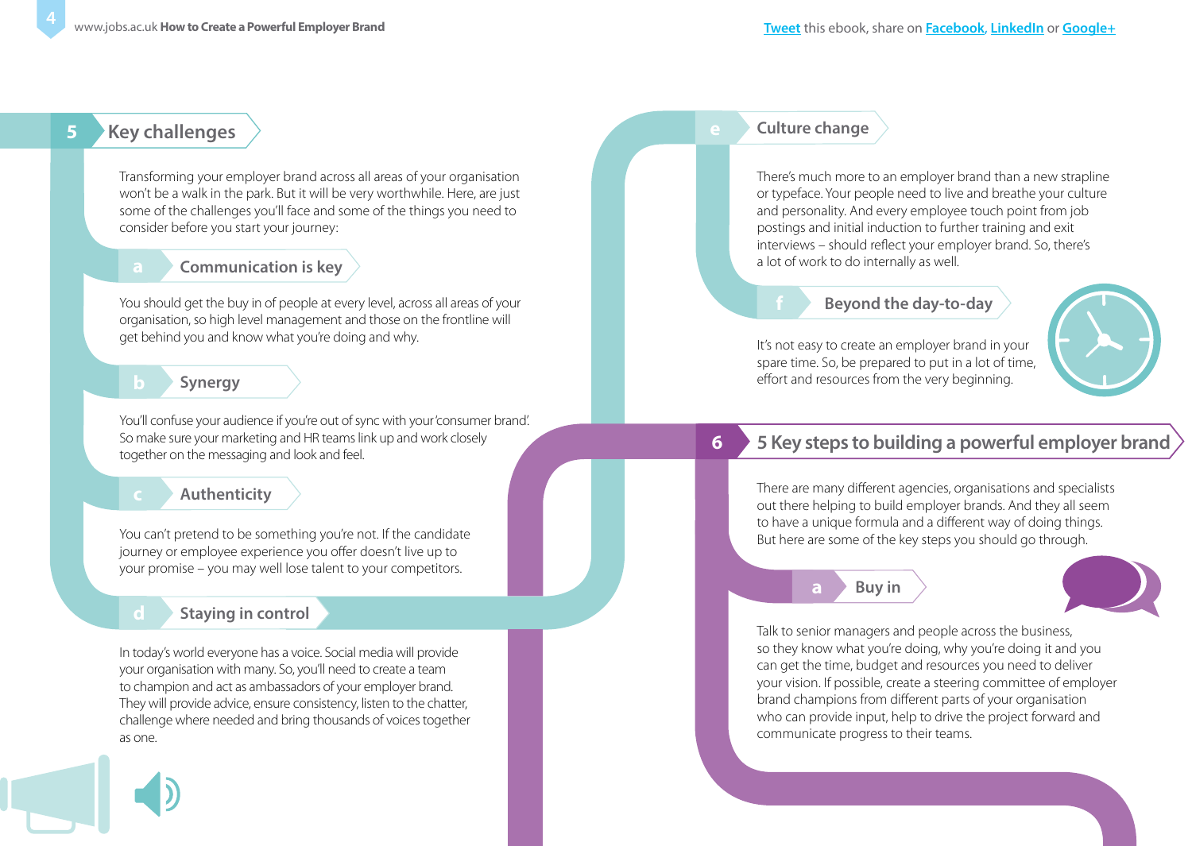## 5 Key challenges

Transforming your employer brand across all areas of your organisation won't be a walk in the park. But it will be very worthwhile. Here, are just some of the challenges you'll face and some of the things you need to consider before you start your journey:

### a Communication is key

You should get the buy in of people at every level, across all areas of your organisation, so high level management and those on the frontline will get behind you and know what you're doing and why.

### b Synergy

You'll confuse your audience if you're out of sync with your 'consumer brand'. So make sure your marketing and HR teams link up and work closely together on the messaging and look and feel.

### c Authenticity

You can't pretend to be something you're not. If the candidate journey or employee experience you offer doesn't live up to your promise – you may well lose talent to your competitors.

### d Staying in control

In today's world everyone has a voice. Social media will provide your organisation with many. So, you'll need to create a team to champion and act as ambassadors of your employer brand. They will provide advice, ensure consistency, listen to the chatter, challenge where needed and bring thousands of voices together as one.

### e Culture change

There's much more to an employer brand than a new strapline or typeface. Your people need to live and breathe your culture and personality. And every employee touch point from job postings and initial induction to further training and exit interviews – should reflect your employer brand. So, there's a lot of work to do internally as well.

### f Beyond the day-to-day

It's not easy to create an employer brand in your spare time. So, be prepared to put in a lot of time, effort and resources from the very beginning.

## 6 5 Key steps to building a powerful employer brand

There are many different agencies, organisations and specialists out there helping to build employer brands. And they all seem to have a unique formula and a different way of doing things. But here are some of the key steps you should go through.

### a Buy in

Talk to senior managers and people across the business, so they know what you're doing, why you're doing it and you can get the time, budget and resources you need to deliver your vision. If possible, create a steering committee of employer brand champions from different parts of your organisation who can provide input, help to drive the project forward and communicate progress to their teams.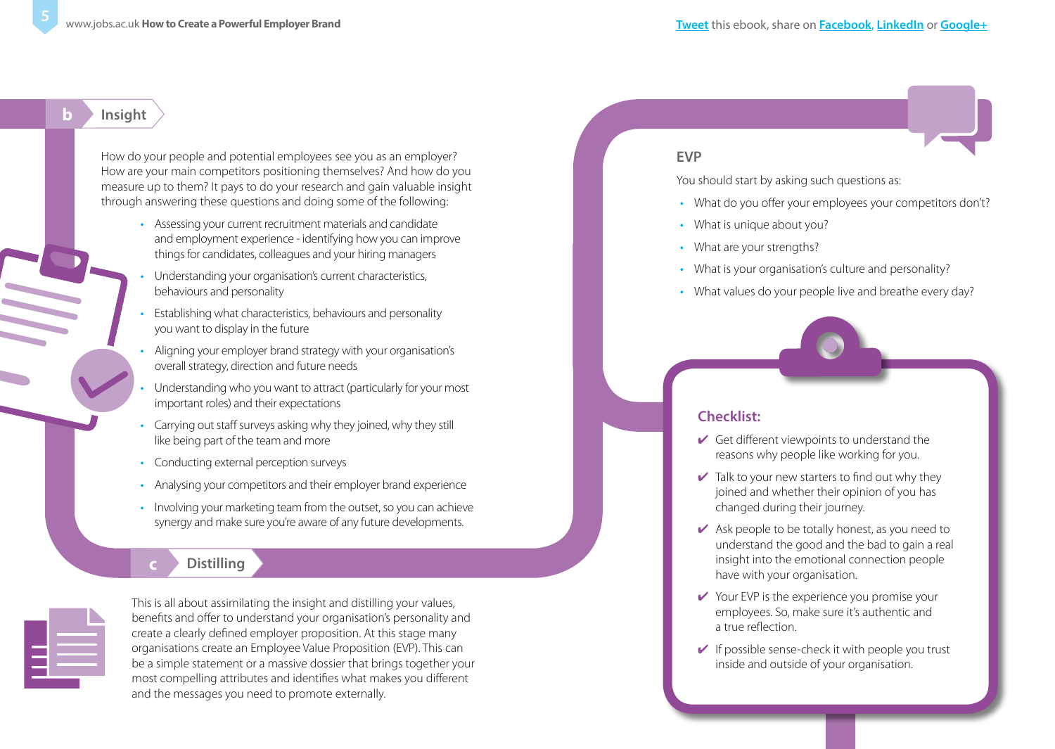## b Insight

How do your people and potential employees see you as an employer? How are your main competitors positioning themselves? And how do you measure up to them? It pays to do your research and gain valuable insight through answering these questions and doing some of the following:

- Assessing your current recruitment materials and candidate and employment experience - identifying how you can improve things for candidates, colleagues and your hiring managers
- Understanding your organisation's current characteristics, behaviours and personality
- Establishing what characteristics, behaviours and personality you want to display in the future
- Aligning your employer brand strategy with your organisation's overall strategy, direction and future needs
- Understanding who you want to attract (particularly for your most important roles) and their expectations
- Carrying out staff surveys asking why they joined, why they still like being part of the team and more
- Conducting external perception surveys
- Analysing your competitors and their employer brand experience
- Involving your marketing team from the outset, so you can achieve synergy and make sure you're aware of any future developments.

## c Distilling

This is all about assimilating the insight and distilling your values, benefits and offer to understand your organisation's personality and create a clearly defined employer proposition. At this stage many organisations create an Employee Value Proposition (EVP). This can be a simple statement or a massive dossier that brings together your most compelling attributes and identifies what makes you different and the messages you need to promote externally.

### EVP

You should start by asking such questions as:

- What do you offer your employees your competitors don't?
- What is unique about you?
- What are your strengths?
- What is your organisation's culture and personality?
- What values do your people live and breathe every day?

### Checklist:

- ✔ Get different viewpoints to understand the reasons why people like working for you.
- ✔ Talk to your new starters to find out why they joined and whether their opinion of you has changed during their journey.
- ✔ Ask people to be totally honest, as you need to understand the good and the bad to gain a real insight into the emotional connection people have with your organisation.
- ✔ Your EVP is the experience you promise your employees. So, make sure it's authentic and a true reflection.
- ✔ If possible sense-check it with people you trust inside and outside of your organisation.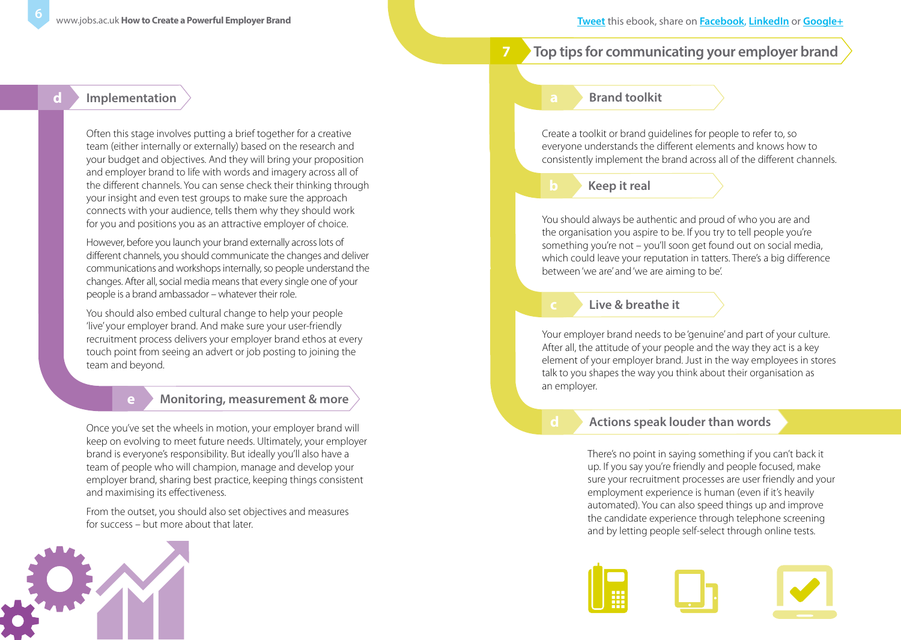### d Implementation

Often this stage involves putting a brief together for a creative team (either internally or externally) based on the research and your budget and objectives. And they will bring your proposition and employer brand to life with words and imagery across all of the different channels. You can sense check their thinking through your insight and even test groups to make sure the approach connects with your audience, tells them why they should work for you and positions you as an attractive employer of choice.

However, before you launch your brand externally across lots of different channels, you should communicate the changes and deliver communications and workshops internally, so people understand the changes. After all, social media means that every single one of your people is a brand ambassador – whatever their role.

You should also embed cultural change to help your people 'live' your employer brand. And make sure your user-friendly recruitment process delivers your employer brand ethos at every touch point from seeing an advert or job posting to joining the team and beyond.

### e Monitoring, measurement & more

Once you've set the wheels in motion, your employer brand will keep on evolving to meet future needs. Ultimately, your employer brand is everyone's responsibility. But ideally you'll also have a team of people who will champion, manage and develop your employer brand, sharing best practice, keeping things consistent and maximising its effectiveness.

From the outset, you should also set objectives and measures for success – but more about that later.

## 7 Top tips for communicating your employer brand

### a Brand toolkit

Create a toolkit or brand guidelines for people to refer to, so everyone understands the different elements and knows how to consistently implement the brand across all of the different channels.

### b Keep it real

You should always be authentic and proud of who you are and the organisation you aspire to be. If you try to tell people you're something you're not – you'll soon get found out on social media, which could leave your reputation in tatters. There's a big difference between 'we are' and 'we are aiming to be'.

### c Live & breathe it

Your employer brand needs to be 'genuine' and part of your culture. After all, the attitude of your people and the way they act is a key element of your employer brand. Just in the way employees in stores talk to you shapes the way you think about their organisation as an employer.

### d Actions speak louder than words

There's no point in saying something if you can't back it up. If you say you're friendly and people focused, make sure your recruitment processes are user friendly and your employment experience is human (even if it's heavily automated). You can also speed things up and improve the candidate experience through telephone screening and by letting people self-select through online tests.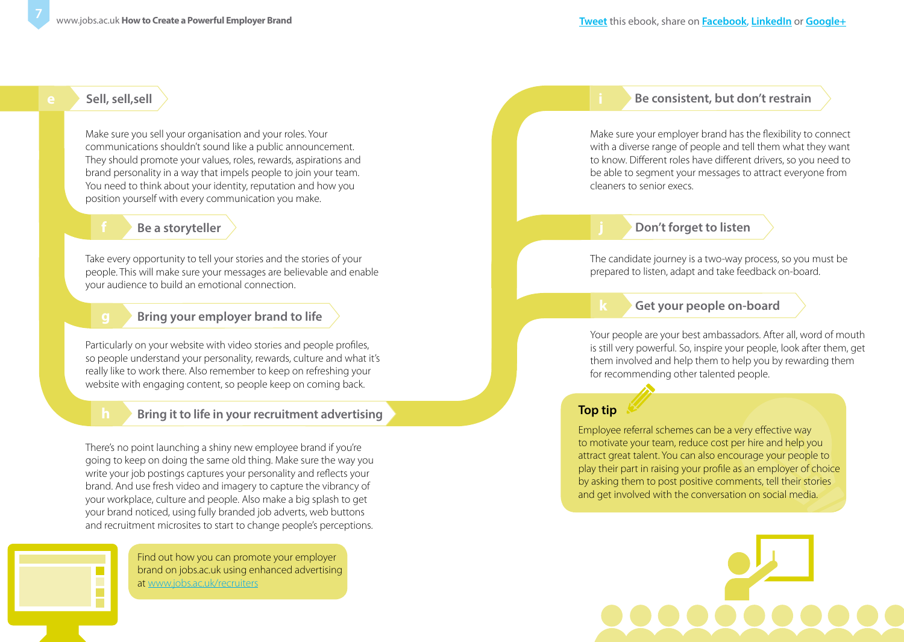## e Sell, sell,sell

Make sure you sell your organisation and your roles. Your communications shouldn't sound like a public announcement. They should promote your values, roles, rewards, aspirations and brand personality in a way that impels people to join your team. You need to think about your identity, reputation and how you position yourself with every communication you make.

## f Be a storyteller

Take every opportunity to tell your stories and the stories of your people. This will make sure your messages are believable and enable your audience to build an emotional connection.

## g Bring your employer brand to life

Particularly on your website with video stories and people profiles, so people understand your personality, rewards, culture and what it's really like to work there. Also remember to keep on refreshing your website with engaging content, so people keep on coming back.

## h Bring it to life in your recruitment advertising

There's no point launching a shiny new employee brand if you're going to keep on doing the same old thing. Make sure the way you write your job postings captures your personality and reflects your brand. And use fresh video and imagery to capture the vibrancy of your workplace, culture and people. Also make a big splash to get your brand noticed, using fully branded job adverts, web buttons and recruitment microsites to start to change people's perceptions.

Find out how you can promote your employer brand on jobs.ac.uk using enhanced advertising at www.jobs.ac.uk/recruiters

## i Be consistent, but don't restrain

Make sure your employer brand has the flexibility to connect with a diverse range of people and tell them what they want to know. Different roles have different drivers, so you need to be able to segment your messages to attract everyone from cleaners to senior execs.

## j Don't forget to listen

The candidate journey is a two-way process, so you must be prepared to listen, adapt and take feedback on-board.

## k Get your people on-board

Your people are your best ambassadors. After all, word of mouth is still very powerful. So, inspire your people, look after them, get them involved and help them to help you by rewarding them for recommending other talented people.

### Top tip

Employee referral schemes can be a very effective way to motivate your team, reduce cost per hire and help you attract great talent. You can also encourage your people to play their part in raising your profile as an employer of choice by asking them to post positive comments, tell their stories and get involved with the conversation on social media.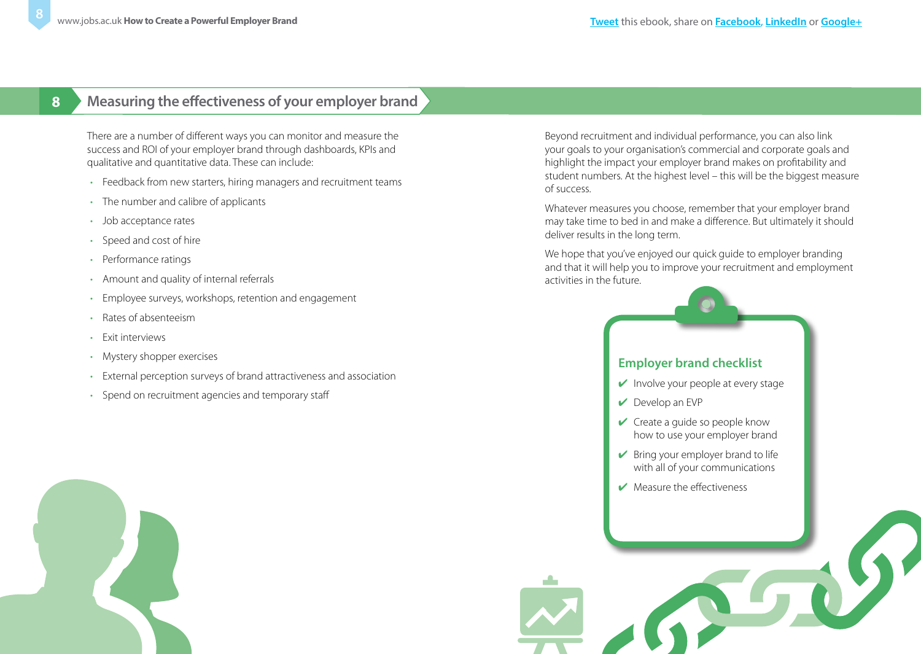## 8 Measuring the effectiveness of your employer brand

There are a number of different ways you can monitor and measure the success and ROI of your employer brand through dashboards, KPIs and qualitative and quantitative data. These can include:

- Feedback from new starters, hiring managers and recruitment teams
- The number and calibre of applicants
- Job acceptance rates
- Speed and cost of hire
- Performance ratings
- Amount and quality of internal referrals
- Employee surveys, workshops, retention and engagement
- Rates of absenteeism
- Exit interviews
- Mystery shopper exercises
- External perception surveys of brand attractiveness and association
- Spend on recruitment agencies and temporary staff

Beyond recruitment and individual performance, you can also link your goals to your organisation's commercial and corporate goals and highlight the impact your employer brand makes on profitability and student numbers. At the highest level – this will be the biggest measure of success.

Whatever measures you choose, remember that your employer brand may take time to bed in and make a difference. But ultimately it should deliver results in the long term.

We hope that you've enjoyed our quick guide to employer branding and that it will help you to improve your recruitment and employment activities in the future.

### Employer brand checklist

- ✔ Involve your people at every stage
- ✔ Develop an EVP
- ✔ Create a guide so people know how to use your employer brand
- ✔ Bring your employer brand to life with all of your communications
- ✔ Measure the effectiveness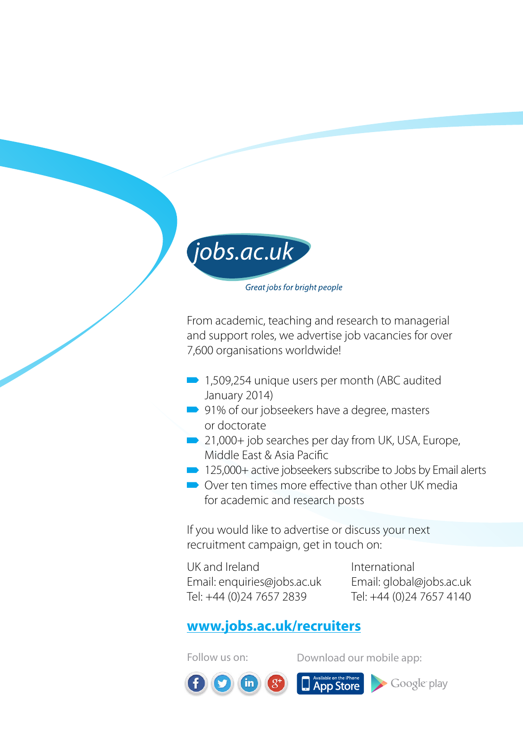jobs.ac.uk

*Great jobs for bright people*

From academic, teaching and research to managerial and support roles, we advertise job vacancies for over 7,600 organisations worldwide!

- 1,509,254 unique users per month (ABC audited January 2014)
- 91% of our jobseekers have a degree, masters or doctorate
- 21,000+ job searches per day from UK, USA, Europe, Middle East & Asia Pacific
- 125,000+ active jobseekers subscribe to Jobs by Email alerts
- Over ten times more effective than other UK media for academic and research posts

If you would like to advertise or discuss your next recruitment campaign, get in touch on:

UK and Ireland
Email: enquiries@jobs.ac.uk
Tel: +44 (0)24 7657 2839

International
Email: global@jobs.ac.uk
Tel: +44 (0)24 7657 4140

**www.jobs.ac.uk/recruiters**

Follow us on:

Download our mobile app:

Available on the iPhone App Store

Google play